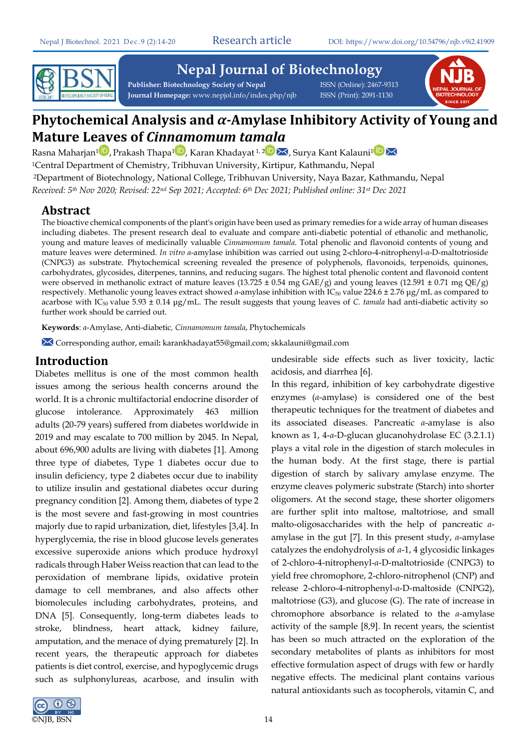# Phytochemical Analysis and *α*-Amylase Inhibitory Activity of Young and Mature Leaves of *Cinnamomum tamala*

Rasna Maharjan[1], Prakash Thapa[1], Karan Khadayat [1, 2], Surya Kant Kalauni[1]

[1]Central Department of Chemistry, Tribhuvan University, Kirtipur, Kathmandu, Nepal

[2]Department of Biotechnology, National College, Tribhuvan University, Naya Bazar, Kathmandu, Nepal

*Received: 5th Nov 2020; Revised: 22nd Sep 2021; Accepted: 6th Dec 2021; Published online: 31st Dec 2021*

## Abstract

The bioactive chemical components of the plant's origin have been used as primary remedies for a wide array of human diseases including diabetes. The present research deal to evaluate and compare anti-diabetic potential of ethanolic and methanolic, young and mature leaves of medicinally valuable *Cinnamomum tamala*. Total phenolic and flavonoid contents of young and mature leaves were determined. *In vitro α*-amylase inhibition was carried out using 2-chloro-4-nitrophenyl-*α*-D-maltotrioside (CNPG3) as substrate. Phytochemical screening revealed the presence of polyphenols, flavonoids, terpenoids, quinones, carbohydrates, glycosides, diterpenes, tannins, and reducing sugars. The highest total phenolic content and flavonoid content were observed in methanolic extract of mature leaves (13.725 ± 0.54 mg GAE/g) and young leaves (12.591 ± 0.71 mg QE/g) respectively. Methanolic young leaves extract showed *α*-amylase inhibition with $IC_{50}$ value 224.6 ± 2.76 µg/mL as compared to acarbose with $IC_{50}$ value 5.93 ± 0.14 µg/mL. The result suggests that young leaves of *C. tamala* had anti-diabetic activity so further work should be carried out.

**Keywords**: *α*-Amylase, Anti-diabetic, *Cinnamomum tamala*, Phytochemicals

Corresponding author, email: karankhadayat55@gmail.com; skkalauni@gmail.com

## Introduction

Diabetes mellitus is one of the most common health issues among the serious health concerns around the world. It is a chronic multifactorial endocrine disorder of glucose intolerance. Approximately 463 million adults (20-79 years) suffered from diabetes worldwide in 2019 and may escalate to 700 million by 2045. In Nepal, about 696,900 adults are living with diabetes [1]. Among three type of diabetes, Type 1 diabetes occur due to insulin deficiency, type 2 diabetes occur due to inability to utilize insulin and gestational diabetes occur during pregnancy condition [2]. Among them, diabetes of type 2 is the most severe and fast-growing in most countries majorly due to rapid urbanization, diet, lifestyles [3,4]. In hyperglycemia, the rise in blood glucose levels generates excessive superoxide anions which produce hydroxyl radicals through Haber Weiss reaction that can lead to the peroxidation of membrane lipids, oxidative protein damage to cell membranes, and also affects other biomolecules including carbohydrates, proteins, and DNA [5]. Consequently, long-term diabetes leads to stroke, blindness, heart attack, kidney failure, amputation, and the menace of dying prematurely [2]. In recent years, the therapeutic approach for diabetes patients is diet control, exercise, and hypoglycemic drugs such as sulphonylureas, acarbose, and insulin with undesirable side effects such as liver toxicity, lactic acidosis, and diarrhea [6].

In this regard, inhibition of key carbohydrate digestive enzymes (*α*-amylase) is considered one of the best therapeutic techniques for the treatment of diabetes and its associated diseases. Pancreatic *α*-amylase is also known as 1, 4-*α*-D-glucan glucanohydrolase EC (3.2.1.1) plays a vital role in the digestion of starch molecules in the human body. At the first stage, there is partial digestion of starch by salivary amylase enzyme. The enzyme cleaves polymeric substrate (Starch) into shorter oligomers. At the second stage, these shorter oligomers are further split into maltose, maltotriose, and small malto-oligosaccharides with the help of pancreatic *α*-amylase in the gut [7]. In this present study, *α*-amylase catalyzes the endohydrolysis of *α*-1, 4 glycosidic linkages of 2-chloro-4-nitrophenyl-*α*-D-maltotrioside (CNPG3) to yield free chromophore, 2-chloro-nitrophenol (CNP) and release 2-chloro-4-nitrophenyl-*α*-D-maltoside (CNPG2), maltotriose (G3), and glucose (G). The rate of increase in chromophore absorbance is related to the *α*-amylase activity of the sample [8,9]. In recent years, the scientist has been so much attracted on the exploration of the secondary metabolites of plants as inhibitors for most effective formulation aspect of drugs with few or hardly negative effects. The medicinal plant contains various natural antioxidants such as tocopherols, vitamin C, and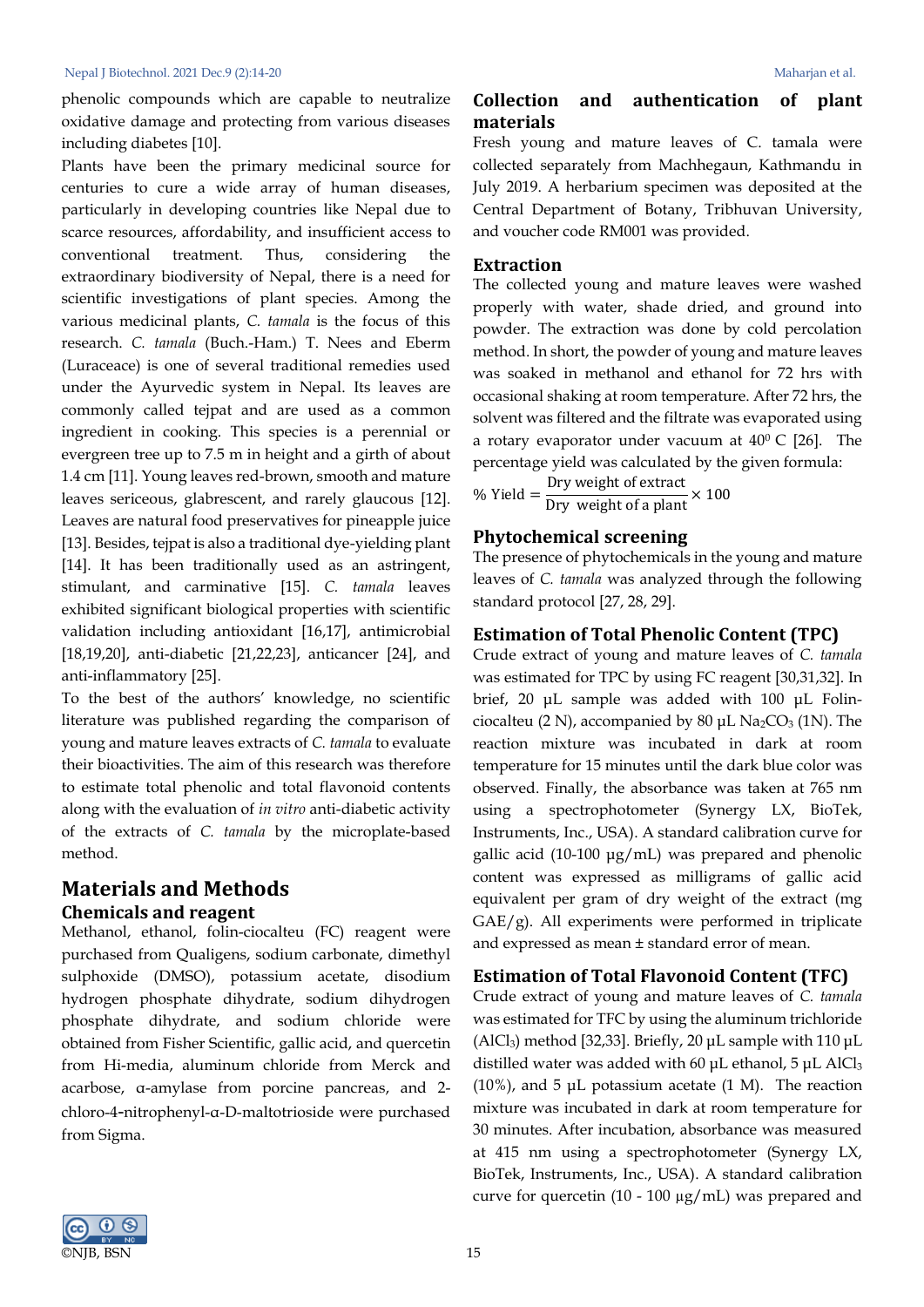phenolic compounds which are capable to neutralize oxidative damage and protecting from various diseases including diabetes [10].

Plants have been the primary medicinal source for centuries to cure a wide array of human diseases, particularly in developing countries like Nepal due to scarce resources, affordability, and insufficient access to conventional treatment. Thus, considering the extraordinary biodiversity of Nepal, there is a need for scientific investigations of plant species. Among the various medicinal plants, *C. tamala* is the focus of this research. *C. tamala* (Buch.-Ham.) T. Nees and Eberm (Luraceace) is one of several traditional remedies used under the Ayurvedic system in Nepal. Its leaves are commonly called tejpat and are used as a common ingredient in cooking. This species is a perennial or evergreen tree up to 7.5 m in height and a girth of about 1.4 cm [11]. Young leaves red-brown, smooth and mature leaves sericeous, glabrescent, and rarely glaucous [12]. Leaves are natural food preservatives for pineapple juice [13]. Besides, tejpat is also a traditional dye-yielding plant [14]. It has been traditionally used as an astringent, stimulant, and carminative [15]. *C. tamala* leaves exhibited significant biological properties with scientific validation including antioxidant [16,17], antimicrobial [18,19,20], anti-diabetic [21,22,23], anticancer [24], and anti-inflammatory [25].

To the best of the authors' knowledge, no scientific literature was published regarding the comparison of young and mature leaves extracts of *C. tamala* to evaluate their bioactivities. The aim of this research was therefore to estimate total phenolic and total flavonoid contents along with the evaluation of *in vitro* anti-diabetic activity of the extracts of *C. tamala* by the microplate-based method.

# Materials and Methods

## Chemicals and reagent

Methanol, ethanol, folin-ciocalteu (FC) reagent were purchased from Qualigens, sodium carbonate, dimethyl sulphoxide (DMSO), potassium acetate, disodium hydrogen phosphate dihydrate, sodium dihydrogen phosphate dihydrate, and sodium chloride were obtained from Fisher Scientific, gallic acid, and quercetin from Hi-media, aluminum chloride from Merck and acarbose, α-amylase from porcine pancreas, and 2-chloro-4-nitrophenyl-α-D-maltotrioside were purchased from Sigma.

## Collection and authentication of plant materials

Fresh young and mature leaves of C. tamala were collected separately from Machhegaun, Kathmandu in July 2019. A herbarium specimen was deposited at the Central Department of Botany, Tribhuvan University, and voucher code RM001 was provided.

## Extraction

The collected young and mature leaves were washed properly with water, shade dried, and ground into powder. The extraction was done by cold percolation method. In short, the powder of young and mature leaves was soaked in methanol and ethanol for 72 hrs with occasional shaking at room temperature. After 72 hrs, the solvent was filtered and the filtrate was evaporated using a rotary evaporator under vacuum at $40^0$ C [26]. The percentage yield was calculated by the given formula:

$$\% \text{ Yield} = \frac{\text{Dry weight of extract}}{\text{Dry weight of a plant}} \times 100$$

## Phytochemical screening

The presence of phytochemicals in the young and mature leaves of *C. tamala* was analyzed through the following standard protocol [27, 28, 29].

## Estimation of Total Phenolic Content (TPC)

Crude extract of young and mature leaves of *C. tamala* was estimated for TPC by using FC reagent [30,31,32]. In brief, 20 µL sample was added with 100 µL Folin-ciocalteu (2 N), accompanied by 80 µL $Na_2CO_3$ (1N). The reaction mixture was incubated in dark at room temperature for 15 minutes until the dark blue color was observed. Finally, the absorbance was taken at 765 nm using a spectrophotometer (Synergy LX, BioTek, Instruments, Inc., USA). A standard calibration curve for gallic acid (10-100 µg/mL) was prepared and phenolic content was expressed as milligrams of gallic acid equivalent per gram of dry weight of the extract (mg GAE/g). All experiments were performed in triplicate and expressed as mean ± standard error of mean.

## Estimation of Total Flavonoid Content (TFC)

Crude extract of young and mature leaves of *C. tamala* was estimated for TFC by using the aluminum trichloride ($AlCl_3$) method [32,33]. Briefly, 20 µL sample with 110 µL distilled water was added with 60 µL ethanol, 5 µL $AlCl_3$ (10%), and 5 µL potassium acetate (1 M). The reaction mixture was incubated in dark at room temperature for 30 minutes. After incubation, absorbance was measured at 415 nm using a spectrophotometer (Synergy LX, BioTek, Instruments, Inc., USA). A standard calibration curve for quercetin (10 - 100 µg/mL) was prepared and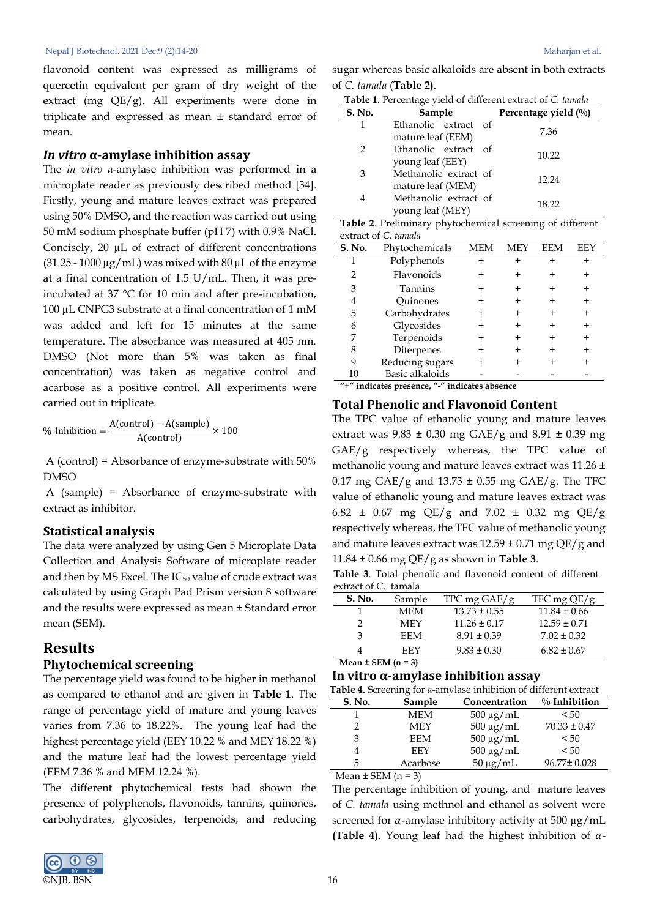flavonoid content was expressed as milligrams of quercetin equivalent per gram of dry weight of the extract (mg QE/g). All experiments were done in triplicate and expressed as mean ± standard error of mean.

### *In vitro* α-amylase inhibition assay

The *in vitro* *α*-amylase inhibition was performed in a microplate reader as previously described method [34]. Firstly, young and mature leaves extract was prepared using 50% DMSO, and the reaction was carried out using 50 mM sodium phosphate buffer (pH 7) with 0.9% NaCl. Concisely, 20 µL of extract of different concentrations (31.25 - 1000 µg/mL) was mixed with 80 µL of the enzyme at a final concentration of 1.5 U/mL. Then, it was pre-incubated at 37 °C for 10 min and after pre-incubation, 100 µL CNPG3 substrate at a final concentration of 1 mM was added and left for 15 minutes at the same temperature. The absorbance was measured at 405 nm. DMSO (Not more than 5% was taken as final concentration) was taken as negative control and acarbose as a positive control. All experiments were carried out in triplicate.

$$\% \text{ Inhibition} = \frac{A(\text{control}) - A(\text{sample})}{A(\text{control})} \times 100$$

A (control) = Absorbance of enzyme-substrate with 50% DMSO

A (sample) = Absorbance of enzyme-substrate with extract as inhibitor.

### Statistical analysis

The data were analyzed by using Gen 5 Microplate Data Collection and Analysis Software of microplate reader and then by MS Excel. The $IC_{50}$ value of crude extract was calculated by using Graph Pad Prism version 8 software and the results were expressed as mean ± Standard error mean (SEM).

## Results

### Phytochemical screening

The percentage yield was found to be higher in methanol as compared to ethanol and are given in **Table 1**. The range of percentage yield of mature and young leaves varies from 7.36 to 18.22%. The young leaf had the highest percentage yield (EEY 10.22 % and MEY 18.22 %) and the mature leaf had the lowest percentage yield (EEM 7.36 % and MEM 12.24 %).

The different phytochemical tests had shown the presence of polyphenols, flavonoids, tannins, quinones, carbohydrates, glycosides, terpenoids, and reducing sugar whereas basic alkaloids are absent in both extracts of *C. tamala* (**Table 2**).

**Table 1**. Percentage yield of different extract of *C. tamala*

| S. No. | Sample | Percentage yield (%) |
|---|---|---|
| 1 | Ethanolic extract of mature leaf (EEM) | 7.36 |
| 2 | Ethanolic extract of young leaf (EEY) | 10.22 |
| 3 | Methanolic extract of mature leaf (MEM) | 12.24 |
| 4 | Methanolic extract of young leaf (MEY) | 18.22 |

**Table 2**. Preliminary phytochemical screening of different extract of *C. tamala*

| S. No. | Phytochemicals | MEM | MEY | EEM | EEY |
|---|---|---|---|---|---|
| 1 | Polyphenols | + | + | + | + |
| 2 | Flavonoids | + | + | + | + |
| 3 | Tannins | + | + | + | + |
| 4 | Quinones | + | + | + | + |
| 5 | Carbohydrates | + | + | + | + |
| 6 | Glycosides | + | + | + | + |
| 7 | Terpenoids | + | + | + | + |
| 8 | Diterpenes | + | + | + | + |
| 9 | Reducing sugars | + | + | + | + |
| 10 | Basic alkaloids | - | - | - | - |

**"+" indicates presence, "-" indicates absence**

### Total Phenolic and Flavonoid Content

The TPC value of ethanolic young and mature leaves extract was 9.83 ± 0.30 mg GAE/g and 8.91 ± 0.39 mg GAE/g respectively whereas, the TPC value of methanolic young and mature leaves extract was 11.26 ± 0.17 mg GAE/g and 13.73 ± 0.55 mg GAE/g. The TFC value of ethanolic young and mature leaves extract was 6.82 ± 0.67 mg QE/g and 7.02 ± 0.32 mg QE/g respectively whereas, the TFC value of methanolic young and mature leaves extract was 12.59 ± 0.71 mg QE/g and 11.84 ± 0.66 mg QE/g as shown in **Table 3**.

**Table 3**. Total phenolic and flavonoid content of different extract of C. tamala

| S. No. | Sample | TPC mg GAE/g | TFC mg QE/g |
|---|---|---|---|
| 1 | MEM | 13.73 ± 0.55 | 11.84 ± 0.66 |
| 2 | MEY | 11.26 ± 0.17 | 12.59 ± 0.71 |
| 3 | EEM | 8.91 ± 0.39 | 7.02 ± 0.32 |
| 4 | EEY | 9.83 ± 0.30 | 6.82 ± 0.67 |

**Mean ± SEM (n = 3)**

### In vitro α-amylase inhibition assay

**Table 4**. Screening for *α*-amylase inhibition of different extract

| S. No. | Sample | Concentration | % Inhibition |
|---|---|---|---|
| 1 | MEM | 500 µg/mL | < 50 |
| 2 | MEY | 500 µg/mL | 70.33 ± 0.47 |
| 3 | EEM | 500 µg/mL | < 50 |
| 4 | EEY | 500 µg/mL | < 50 |
| 5 | Acarbose | 50 µg/mL | 96.77± 0.028 |

Mean ± SEM (n = 3)

The percentage inhibition of young, and mature leaves of *C. tamala* using methnol and ethanol as solvent were screened for *α*-amylase inhibitory activity at 500 µg/mL **(Table 4)**. Young leaf had the highest inhibition of *α*-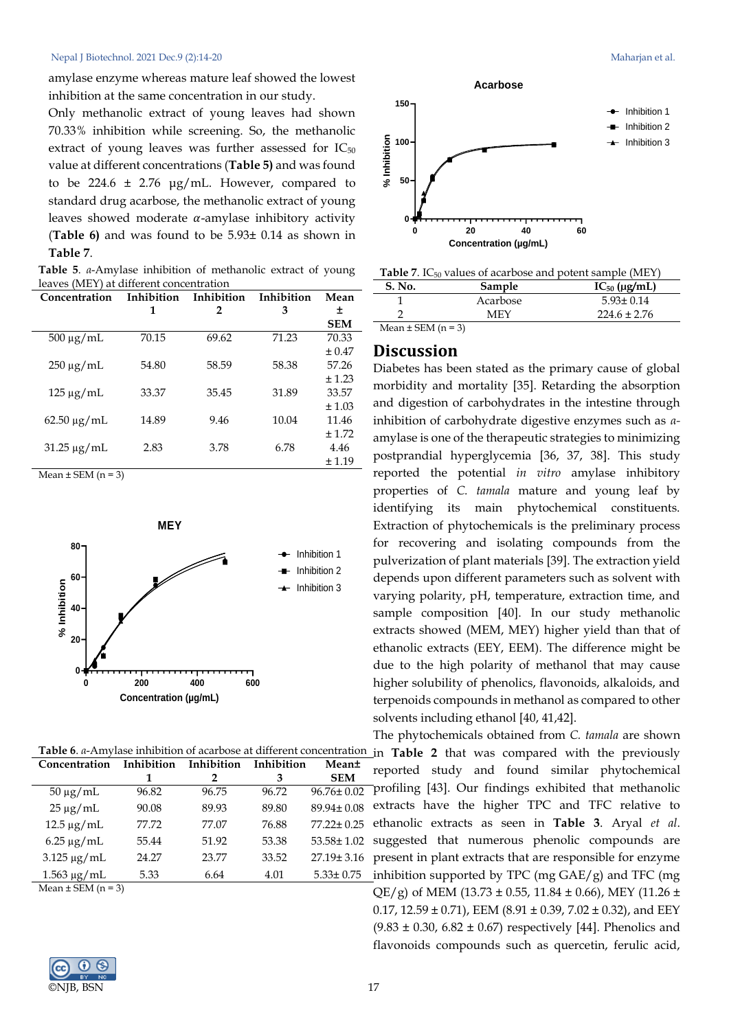amylase enzyme whereas mature leaf showed the lowest inhibition at the same concentration in our study.

Only methanolic extract of young leaves had shown 70.33% inhibition while screening. So, the methanolic extract of young leaves was further assessed for $IC_{50}$ value at different concentrations (**Table 5)** and was found to be 224.6 ± 2.76 µg/mL. However, compared to standard drug acarbose, the methanolic extract of young leaves showed moderate *α*-amylase inhibitory activity (**Table 6)** and was found to be 5.93± 0.14 as shown in **Table 7**.

**Table 5**. *α*-Amylase inhibition of methanolic extract of young leaves (MEY) at different concentration

| Concentration | Inhibition 1 | Inhibition 2 | Inhibition 3 | Mean ± SEM |
|---|---|---|---|---|
| 500 µg/mL | 70.15 | 69.62 | 71.23 | 70.33 ± 0.47 |
| 250 µg/mL | 54.80 | 58.59 | 58.38 | 57.26 ± 1.23 |
| 125 µg/mL | 33.37 | 35.45 | 31.89 | 33.57 ± 1.03 |
| 62.50 µg/mL | 14.89 | 9.46 | 10.04 | 11.46 ± 1.72 |
| 31.25 µg/mL | 2.83 | 3.78 | 6.78 | 4.46 ± 1.19 |

Mean ± SEM (n = 3)

**Table 6**. *α*-Amylase inhibition of acarbose at different concentration

| Concentration | Inhibition 1 | Inhibition 2 | Inhibition 3 | Mean± SEM |
|---|---|---|---|---|
| 50 µg/mL | 96.82 | 96.75 | 96.72 | 96.76± 0.02 |
| 25 µg/mL | 90.08 | 89.93 | 89.80 | 89.94± 0.08 |
| 12.5 µg/mL | 77.72 | 77.07 | 76.88 | 77.22± 0.25 |
| 6.25 µg/mL | 55.44 | 51.92 | 53.38 | 53.58± 1.02 |
| 3.125 µg/mL | 24.27 | 23.77 | 33.52 | 27.19± 3.16 |
| 1.563 µg/mL | 5.33 | 6.64 | 4.01 | 5.33± 0.75 |

Mean ± SEM (n = 3)

**Table 7**. $IC_{50}$ values of acarbose and potent sample (MEY)

| S. No. | Sample | $IC_{50}$ (µg/mL) |
|---|---|---|
| 1 | Acarbose | 5.93± 0.14 |
| 2 | MEY | 224.6 ± 2.76 |

Mean ± SEM (n = 3)

## Discussion

Diabetes has been stated as the primary cause of global morbidity and mortality [35]. Retarding the absorption and digestion of carbohydrates in the intestine through inhibition of carbohydrate digestive enzymes such as *α*-amylase is one of the therapeutic strategies to minimizing postprandial hyperglycemia [36, 37, 38]. This study reported the potential *in vitro* amylase inhibitory properties of *C. tamala* mature and young leaf by identifying its main phytochemical constituents. Extraction of phytochemicals is the preliminary process for recovering and isolating compounds from the pulverization of plant materials [39]. The extraction yield depends upon different parameters such as solvent with varying polarity, pH, temperature, extraction time, and sample composition [40]. In our study methanolic extracts showed (MEM, MEY) higher yield than that of ethanolic extracts (EEY, EEM). The difference might be due to the high polarity of methanol that may cause higher solubility of phenolics, flavonoids, alkaloids, and terpenoids compounds in methanol as compared to other solvents including ethanol [40, 41,42].

The phytochemicals obtained from *C. tamala* are shown in **Table 2** that was compared with the previously reported study and found similar phytochemical profiling [43]. Our findings exhibited that methanolic extracts have the higher TPC and TFC relative to ethanolic extracts as seen in **Table 3**. Aryal *et al*. suggested that numerous phenolic compounds are present in plant extracts that are responsible for enzyme inhibition supported by TPC (mg GAE/g) and TFC (mg QE/g) of MEM (13.73 ± 0.55, 11.84 ± 0.66), MEY (11.26 ± 0.17, 12.59 ± 0.71), EEM (8.91 ± 0.39, 7.02 ± 0.32), and EEY (9.83 ± 0.30, 6.82 ± 0.67) respectively [44]. Phenolics and flavonoids compounds such as quercetin, ferulic acid,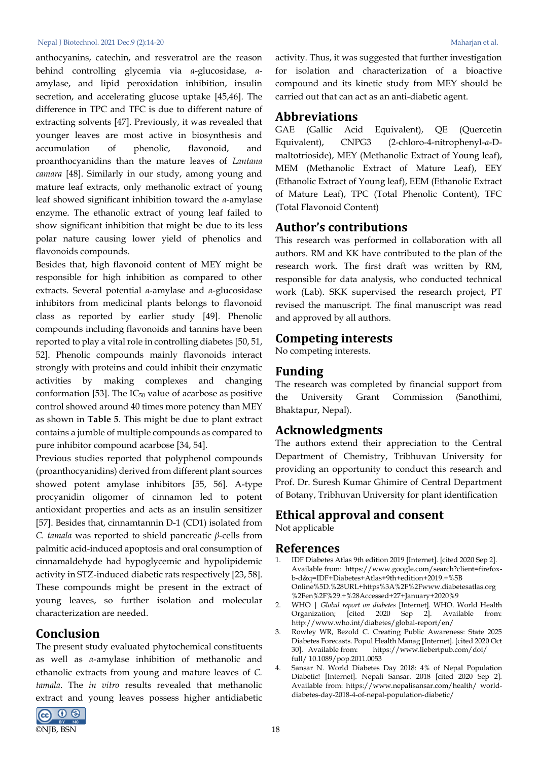anthocyanins, catechin, and resveratrol are the reason behind controlling glycemia via *α*-glucosidase, *α*-amylase, and lipid peroxidation inhibition, insulin secretion, and accelerating glucose uptake [45,46]. The difference in TPC and TFC is due to different nature of extracting solvents [47]. Previously, it was revealed that younger leaves are most active in biosynthesis and accumulation of phenolic, flavonoid, and proanthocyanidins than the mature leaves of *Lantana camara* [48]. Similarly in our study, among young and mature leaf extracts, only methanolic extract of young leaf showed significant inhibition toward the *α*-amylase enzyme. The ethanolic extract of young leaf failed to show significant inhibition that might be due to its less polar nature causing lower yield of phenolics and flavonoids compounds.

Besides that, high flavonoid content of MEY might be responsible for high inhibition as compared to other extracts. Several potential *α*-amylase and *α*-glucosidase inhibitors from medicinal plants belongs to flavonoid class as reported by earlier study [49]. Phenolic compounds including flavonoids and tannins have been reported to play a vital role in controlling diabetes [50, 51, 52]. Phenolic compounds mainly flavonoids interact strongly with proteins and could inhibit their enzymatic activities by making complexes and changing conformation [53]. The $IC_{50}$ value of acarbose as positive control showed around 40 times more potency than MEY as shown in **Table 5**. This might be due to plant extract contains a jumble of multiple compounds as compared to pure inhibitor compound acarbose [34, 54].

Previous studies reported that polyphenol compounds (proanthocyanidins) derived from different plant sources showed potent amylase inhibitors [55, 56]. A-type procyanidin oligomer of cinnamon led to potent antioxidant properties and acts as an insulin sensitizer [57]. Besides that, cinnamtannin D-1 (CD1) isolated from *C. tamala* was reported to shield pancreatic *β*-cells from palmitic acid-induced apoptosis and oral consumption of cinnamaldehyde had hypoglycemic and hypolipidemic activity in STZ-induced diabetic rats respectively [23, 58]. These compounds might be present in the extract of young leaves, so further isolation and molecular characterization are needed.

## Conclusion

The present study evaluated phytochemical constituents as well as *α*-amylase inhibition of methanolic and ethanolic extracts from young and mature leaves of *C. tamala*. The *in vitro* results revealed that methanolic extract and young leaves possess higher antidiabetic activity. Thus, it was suggested that further investigation for isolation and characterization of a bioactive compound and its kinetic study from MEY should be carried out that can act as an anti-diabetic agent.

## Abbreviations

GAE (Gallic Acid Equivalent), QE (Quercetin Equivalent), CNPG3 (2-chloro-4-nitrophenyl-*α*-D-maltotrioside), MEY (Methanolic Extract of Young leaf), MEM (Methanolic Extract of Mature Leaf), EEY (Ethanolic Extract of Young leaf), EEM (Ethanolic Extract of Mature Leaf), TPC (Total Phenolic Content), TFC (Total Flavonoid Content)

## Author's contributions

This research was performed in collaboration with all authors. RM and KK have contributed to the plan of the research work. The first draft was written by RM, responsible for data analysis, who conducted technical work (Lab). SKK supervised the research project, PT revised the manuscript. The final manuscript was read and approved by all authors.

## Competing interests

No competing interests.

## Funding

The research was completed by financial support from the University Grant Commission (Sanothimi, Bhaktapur, Nepal).

## Acknowledgments

The authors extend their appreciation to the Central Department of Chemistry, Tribhuvan University for providing an opportunity to conduct this research and Prof. Dr. Suresh Kumar Ghimire of Central Department of Botany, Tribhuvan University for plant identification

## Ethical approval and consent

Not applicable

## References

1. IDF Diabetes Atlas 9th edition 2019 [Internet]. [cited 2020 Sep 2]. Available from: https://www.google.com/search?client=firefox-b-d&q=IDF+Diabetes+Atlas+9th+edition+2019.+%5B Online%5D.%28URL+https%3A%2F%2Fwww.diabetesatlas.org %2Fen%2F%29.+%28Accessed+27+January+2020%9
2. WHO | *Global report on diabetes* [Internet]. WHO. World Health Organization; [cited 2020 Sep 2]. Available from: http://www.who.int/diabetes/global-report/en/
3. Rowley WR, Bezold C. Creating Public Awareness: State 2025 Diabetes Forecasts. Popul Health Manag [Internet]. [cited 2020 Oct 30]. Available from: https://www.liebertpub.com/doi/ full/ 10.1089/pop.2011.0053
4. Sansar N. World Diabetes Day 2018: 4% of Nepal Population Diabetic! [Internet]. Nepali Sansar. 2018 [cited 2020 Sep 2]. Available from: https://www.nepalisansar.com/health/ world-diabetes-day-2018-4-of-nepal-population-diabetic/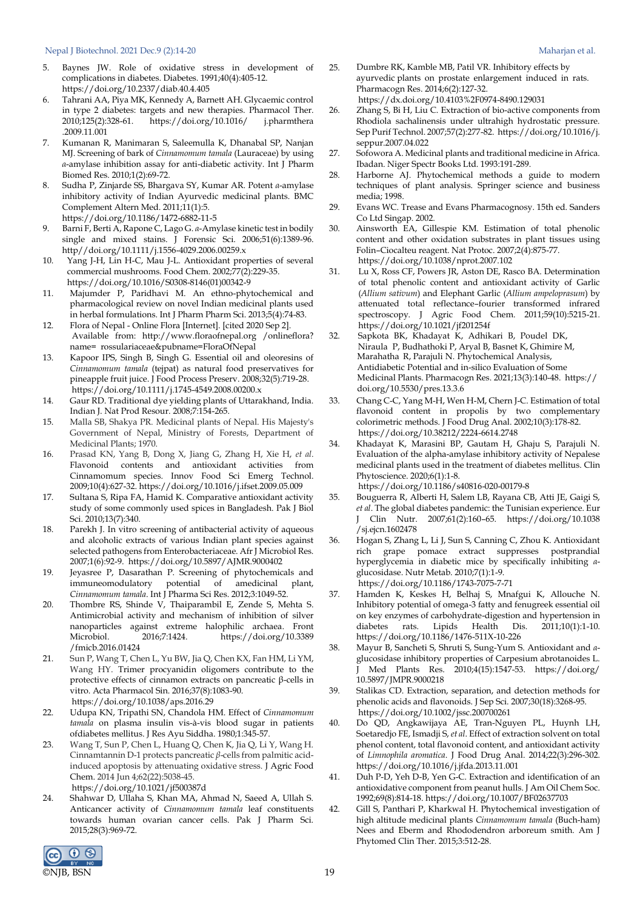5. Baynes JW. Role of oxidative stress in development of complications in diabetes. Diabetes. 1991;40(4):405-12. https://doi.org/10.2337/diab.40.4.405
6. Tahrani AA, Piya MK, Kennedy A, Barnett AH. Glycaemic control in type 2 diabetes: targets and new therapies. Pharmacol Ther. 2010;125(2):328-61. https://doi.org/10.1016/ j.pharmthera .2009.11.001
7. Kumanan R, Manimaran S, Saleemulla K, Dhanabal SP, Nanjan MJ. Screening of bark of *Cinnamomum tamala* (Lauraceae) by using *α*-amylase inhibition assay for anti-diabetic activity. Int J Pharm Biomed Res. 2010;1(2):69-72.
8. Sudha P, Zinjarde SS, Bhargava SY, Kumar AR. Potent *α*-amylase inhibitory activity of Indian Ayurvedic medicinal plants. BMC Complement Altern Med. 2011;11(1):5. https://doi.org/10.1186/1472-6882-11-5
9. Barni F, Berti A, Rapone C, Lago G. *α*-Amylase kinetic test in bodily single and mixed stains. J Forensic Sci. 2006;51(6):1389-96. http//doi.org/10.1111/j.1556-4029.2006.00259.x
10. Yang J-H, Lin H-C, Mau J-L. Antioxidant properties of several commercial mushrooms. Food Chem. 2002;77(2):229-35. https://doi.org/10.1016/S0308-8146(01)00342-9
11. Majumder P, Paridhavi M. An ethno-phytochemical and pharmacological review on novel Indian medicinal plants used in herbal formulations. Int J Pharm Pharm Sci. 2013;5(4):74-83.
12. Flora of Nepal - Online Flora [Internet]. [cited 2020 Sep 2]. Available from: http://www.floraofnepal.org /onlineflora?name= rossulariaceae&pubname=FloraOfNepal
13. Kapoor IPS, Singh B, Singh G. Essential oil and oleoresins of *Cinnamomum tamala* (tejpat) as natural food preservatives for pineapple fruit juice. J Food Process Preserv. 2008;32(5):719-28. https://doi.org/10.1111/j.1745-4549.2008.00200.x
14. Gaur RD. Traditional dye yielding plants of Uttarakhand, India. Indian J. Nat Prod Resour. 2008;7:154-265.
15. Malla SB, Shakya PR. Medicinal plants of Nepal. His Majesty's Government of Nepal, Ministry of Forests, Department of Medicinal Plants; 1970.
16. Prasad KN, Yang B, Dong X, Jiang G, Zhang H, Xie H, *et al*. Flavonoid contents and antioxidant activities from Cinnamomum species. Innov Food Sci Emerg Technol. 2009;10(4):627-32. https://doi.org/10.1016/j.ifset.2009.05.009
17. Sultana S, Ripa FA, Hamid K. Comparative antioxidant activity study of some commonly used spices in Bangladesh. Pak J Biol Sci. 2010;13(7):340.
18. Parekh J. In vitro screening of antibacterial activity of aqueous and alcoholic extracts of various Indian plant species against selected pathogens from Enterobacteriaceae. Afr J Microbiol Res. 2007;1(6):92-9. https://doi.org/10.5897/AJMR.9000402
19. Jeyasree P, Dasarathan P. Screening of phytochemicals and immunoemodulatory potential of amedicinal plant, *Cinnamomum tamala*. Int J Pharma Sci Res. 2012;3:1049-52.
20. Thombre RS, Shinde V, Thaiparambil E, Zende S, Mehta S. Antimicrobial activity and mechanism of inhibition of silver nanoparticles against extreme halophilic archaea. Front Microbiol. 2016;7:1424. https://doi.org/10.3389 /fmicb.2016.01424
21. Sun P, Wang T, Chen L, Yu BW, Jia Q, Chen KX, Fan HM, Li YM, Wang HY. Trimer procyanidin oligomers contribute to the protective effects of cinnamon extracts on pancreatic β-cells in vitro. Acta Pharmacol Sin. 2016;37(8):1083-90. https://doi.org/10.1038/aps.2016.29
22. Udupa KN, Tripathi SN, Chandola HM. Effect of *Cinnamomum tamala* on plasma insulin vis-à-vis blood sugar in patients ofdiabetes mellitus. J Res Ayu Siddha. 1980;1:345-57.
23. Wang T, Sun P, Chen L, Huang Q, Chen K, Jia Q, Li Y, Wang H. Cinnamtannin D-1 protects pancreatic *β*-cells from palmitic acid-induced apoptosis by attenuating oxidative stress. J Agric Food Chem. 2014 Jun 4;62(22):5038-45. https://doi.org/10.1021/jf500387d
24. Shahwar D, Ullaha S, Khan MA, Ahmad N, Saeed A, Ullah S. Anticancer activity of *Cinnamomum tamala* leaf constituents towards human ovarian cancer cells. Pak J Pharm Sci. 2015;28(3):969-72.
25. Dumbre RK, Kamble MB, Patil VR. Inhibitory effects by ayurvedic plants on prostate enlargement induced in rats. Pharmacogn Res. 2014;6(2):127-32. https://dx.doi.org/10.4103%2F0974-8490.129031
26. Zhang S, Bi H, Liu C. Extraction of bio-active components from Rhodiola sachalinensis under ultrahigh hydrostatic pressure. Sep Purif Technol. 2007;57(2):277-82. https://doi.org/10.1016/j.seppur.2007.04.022
27. Sofowora A. Medicinal plants and traditional medicine in Africa. Ibadan. Niger Spectr Books Ltd. 1993:191-289.
28. Harborne AJ. Phytochemical methods a guide to modern techniques of plant analysis. Springer science and business media; 1998.
29. Evans WC. Trease and Evans Pharmacognosy. 15th ed. Sanders Co Ltd Singap. 2002.
30. Ainsworth EA, Gillespie KM. Estimation of total phenolic content and other oxidation substrates in plant tissues using Folin–Ciocalteu reagent. Nat Protoc. 2007;2(4):875-77. https://doi.org/10.1038/nprot.2007.102
31. Lu X, Ross CF, Powers JR, Aston DE, Rasco BA. Determination of total phenolic content and antioxidant activity of Garlic (*Allium sativum*) and Elephant Garlic (*Allium ampeloprasum*) by attenuated total reflectance–fourier transformed infrared spectroscopy. J Agric Food Chem. 2011;59(10):5215-21. https://doi.org/10.1021/jf201254f
32. Sapkota BK, Khadayat K, Adhikari B, Poudel DK, Niraula P, Budhathoki P, Aryal B, Basnet K, Ghimire M, Marahatha R, Parajuli N. Phytochemical Analysis, Antidiabetic Potential and in-silico Evaluation of Some Medicinal Plants. Pharmacogn Res. 2021;13(3):140-48. https:// doi.org/10.5530/pres.13.3.6
33. Chang C-C, Yang M-H, Wen H-M, Chern J-C. Estimation of total flavonoid content in propolis by two complementary colorimetric methods. J Food Drug Anal. 2002;10(3):178-82. https://doi.org/10.38212/2224-6614.2748
34. Khadayat K, Marasini BP, Gautam H, Ghaju S, Parajuli N. Evaluation of the alpha-amylase inhibitory activity of Nepalese medicinal plants used in the treatment of diabetes mellitus. Clin Phytoscience. 2020;6(1):1-8. https://doi.org/10.1186/s40816-020-00179-8
35. Bouguerra R, Alberti H, Salem LB, Rayana CB, Atti JE, Gaigi S, *et al*. The global diabetes pandemic: the Tunisian experience. Eur J Clin Nutr. 2007;61(2):160–65. https://doi.org/10.1038 /sj.ejcn.1602478
36. Hogan S, Zhang L, Li J, Sun S, Canning C, Zhou K. Antioxidant rich grape pomace extract suppresses postprandial hyperglycemia in diabetic mice by specifically inhibiting *α*-glucosidase. Nutr Metab. 2010;7(1):1-9. https://doi.org/10.1186/1743-7075-7-71
37. Hamden K, Keskes H, Belhaj S, Mnafgui K, Allouche N. Inhibitory potential of omega-3 fatty and fenugreek essential oil on key enzymes of carbohydrate-digestion and hypertension in diabetes rats. Lipids Health Dis. 2011;10(1):1-10. https://doi.org/10.1186/1476-511X-10-226
38. Mayur B, Sancheti S, Shruti S, Sung-Yum S. Antioxidant and *α*-glucosidase inhibitory properties of Carpesium abrotanoides L. J Med Plants Res. 2010;4(15):1547-53. https://doi.org/ 10.5897/JMPR.9000218
39. Stalikas CD. Extraction, separation, and detection methods for phenolic acids and flavonoids. J Sep Sci. 2007;30(18):3268-95. https://doi.org/10.1002/jssc.200700261
40. Do QD, Angkawijaya AE, Tran-Nguyen PL, Huynh LH, Soetaredjo FE, Ismadji S, *et al*. Effect of extraction solvent on total phenol content, total flavonoid content, and antioxidant activity of *Limnophila aromatica*. J Food Drug Anal. 2014;22(3):296-302. https://doi.org/10.1016/j.jfda.2013.11.001
41. Duh P-D, Yeh D-B, Yen G-C. Extraction and identification of an antioxidative component from peanut hulls. J Am Oil Chem Soc. 1992;69(8):814-18. https://doi.org/10.1007/BF02637703
42. Gill S, Panthari P, Kharkwal H. Phytochemical investigation of high altitude medicinal plants *Cinnamomum tamala* (Buch-ham) Nees and Eberm and Rhododendron arboreum smith. Am J Phytomed Clin Ther. 2015;3:512-28.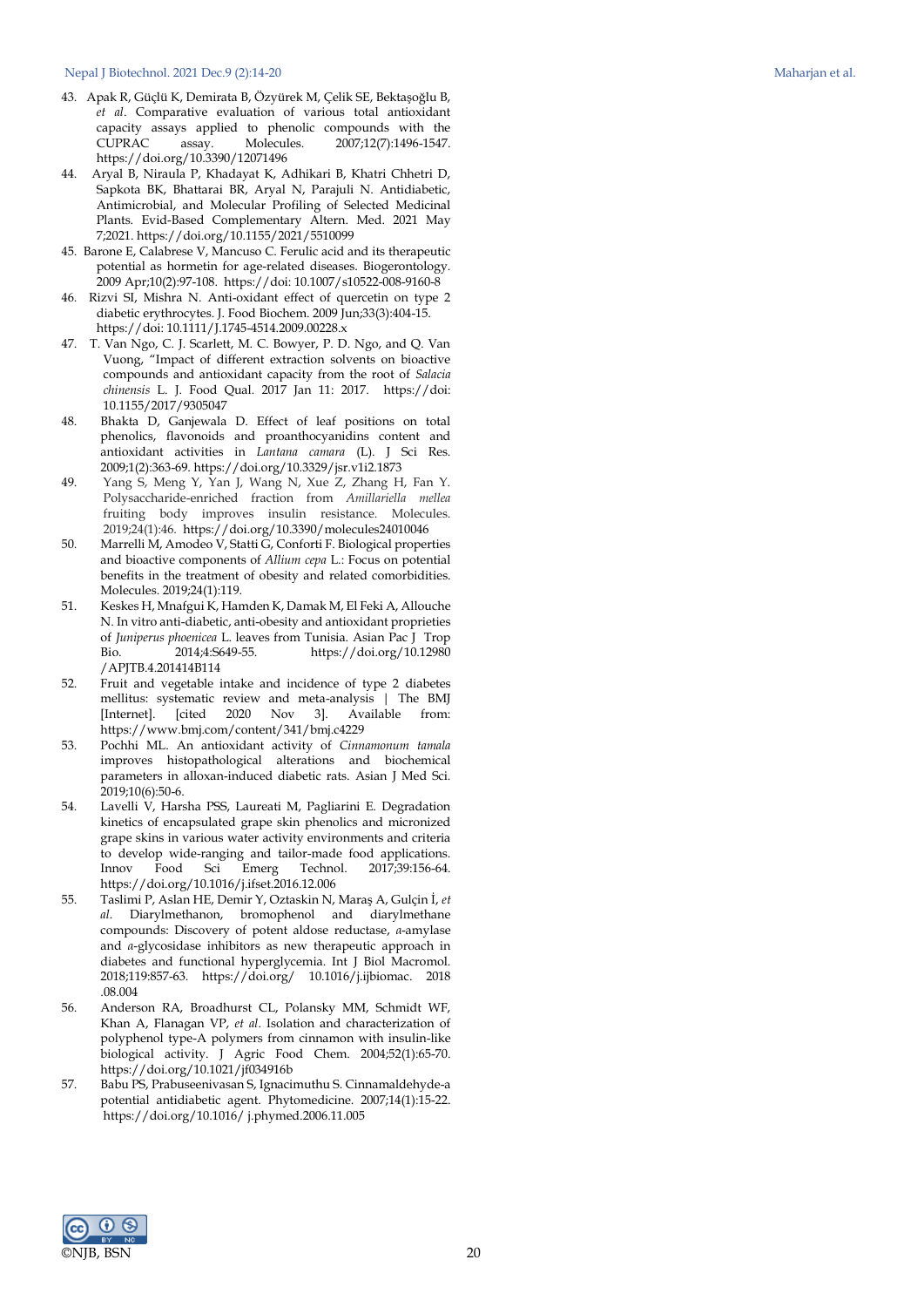43. Apak R, Güçlü K, Demirata B, Özyürek M, Çelik SE, Bektaşoğlu B, *et al*. Comparative evaluation of various total antioxidant capacity assays applied to phenolic compounds with the CUPRAC assay. Molecules. 2007;12(7):1496-1547. https://doi.org/10.3390/12071496
44. Aryal B, Niraula P, Khadayat K, Adhikari B, Khatri Chhetri D, Sapkota BK, Bhattarai BR, Aryal N, Parajuli N. Antidiabetic, Antimicrobial, and Molecular Profiling of Selected Medicinal Plants. Evid-Based Complementary Altern. Med. 2021 May 7;2021. https://doi.org/10.1155/2021/5510099
45. Barone E, Calabrese V, Mancuso C. Ferulic acid and its therapeutic potential as hormetin for age-related diseases. Biogerontology. 2009 Apr;10(2):97-108. https://doi: 10.1007/s10522-008-9160-8
46. Rizvi SI, Mishra N. Anti-oxidant effect of quercetin on type 2 diabetic erythrocytes. J. Food Biochem. 2009 Jun;33(3):404-15. https://doi: 10.1111/J.1745-4514.2009.00228.x
47. T. Van Ngo, C. J. Scarlett, M. C. Bowyer, P. D. Ngo, and Q. Van Vuong, "Impact of different extraction solvents on bioactive compounds and antioxidant capacity from the root of *Salacia chinensis* L. J. Food Qual. 2017 Jan 11: 2017. https://doi: 10.1155/2017/9305047
48. Bhakta D, Ganjewala D. Effect of leaf positions on total phenolics, flavonoids and proanthocyanidins content and antioxidant activities in *Lantana camara* (L). J Sci Res. 2009;1(2):363-69. https://doi.org/10.3329/jsr.v1i2.1873
49. Yang S, Meng Y, Yan J, Wang N, Xue Z, Zhang H, Fan Y. Polysaccharide-enriched fraction from *Amillariella mellea* fruiting body improves insulin resistance. Molecules. 2019;24(1):46. https://doi.org/10.3390/molecules24010046
50. Marrelli M, Amodeo V, Statti G, Conforti F. Biological properties and bioactive components of *Allium cepa* L.: Focus on potential benefits in the treatment of obesity and related comorbidities. Molecules. 2019;24(1):119.
51. Keskes H, Mnafgui K, Hamden K, Damak M, El Feki A, Allouche N. In vitro anti-diabetic, anti-obesity and antioxidant proprieties of *Juniperus phoenicea* L. leaves from Tunisia. Asian Pac J Trop Bio. 2014;4:S649-55. https://doi.org/10.12980/APJTB.4.201414B114
52. Fruit and vegetable intake and incidence of type 2 diabetes mellitus: systematic review and meta-analysis | The BMJ [Internet]. [cited 2020 Nov 3]. Available from: https://www.bmj.com/content/341/bmj.c4229
53. Pochhi ML. An antioxidant activity of *Cinnamonum tamala* improves histopathological alterations and biochemical parameters in alloxan-induced diabetic rats. Asian J Med Sci. 2019;10(6):50-6.
54. Lavelli V, Harsha PSS, Laureati M, Pagliarini E. Degradation kinetics of encapsulated grape skin phenolics and micronized grape skins in various water activity environments and criteria to develop wide-ranging and tailor-made food applications. Innov Food Sci Emerg Technol. 2017;39:156-64. https://doi.org/10.1016/j.ifset.2016.12.006
55. Taslimi P, Aslan HE, Demir Y, Oztaskin N, Maraş A, Gulçin İ, *et al*. Diarylmethanon, bromophenol and diarylmethane compounds: Discovery of potent aldose reductase, *α*-amylase and *α*-glycosidase inhibitors as new therapeutic approach in diabetes and functional hyperglycemia. Int J Biol Macromol. 2018;119:857-63. https://doi.org/ 10.1016/j.ijbiomac. 2018 .08.004
56. Anderson RA, Broadhurst CL, Polansky MM, Schmidt WF, Khan A, Flanagan VP, *et al*. Isolation and characterization of polyphenol type-A polymers from cinnamon with insulin-like biological activity. J Agric Food Chem. 2004;52(1):65-70. https://doi.org/10.1021/jf034916b
57. Babu PS, Prabuseenivasan S, Ignacimuthu S. Cinnamaldehyde-a potential antidiabetic agent. Phytomedicine. 2007;14(1):15-22. https://doi.org/10.1016/ j.phymed.2006.11.005

©NJB, BSN